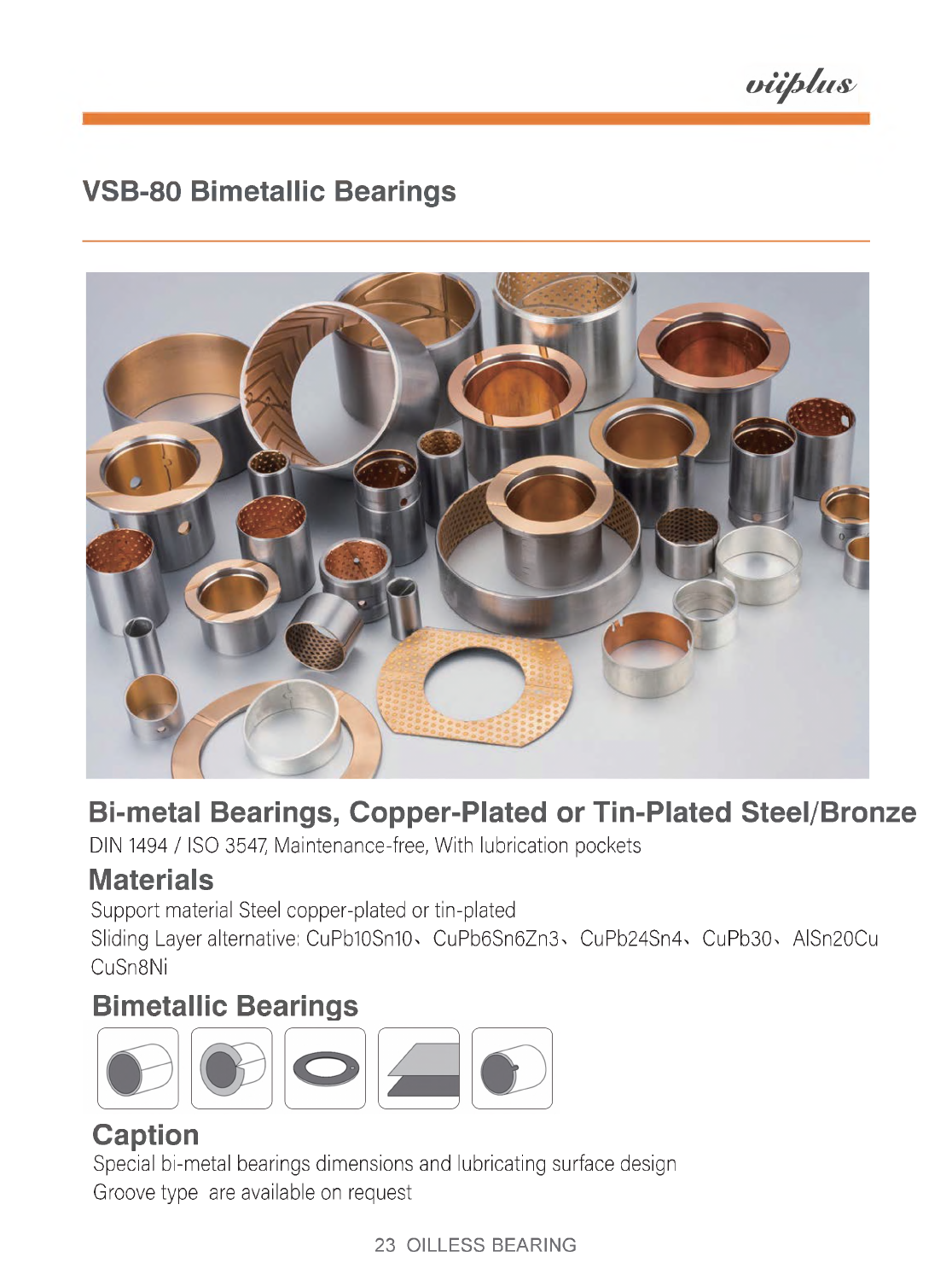# VSB-80 Bimetallic Bearings

## Bi-metal Bearings, Copper-Plated or Tin-Plated Steel/Bronze

DIN 1494 / ISO 3547, Maintenance-free, With lubrication pockets

## Materials

Support material Steel copper-plated or tin-plated

Sliding Layer alternative: CuPb10Sn10、CuPb6Sn6Zn3、CuPb24Sn4、CuPb30、AlSn20Cu CuSn8Ni

## Bimetallic Bearings

## Caption

Special bi-metal bearings dimensions and lubricating surface design

Groove type are available on request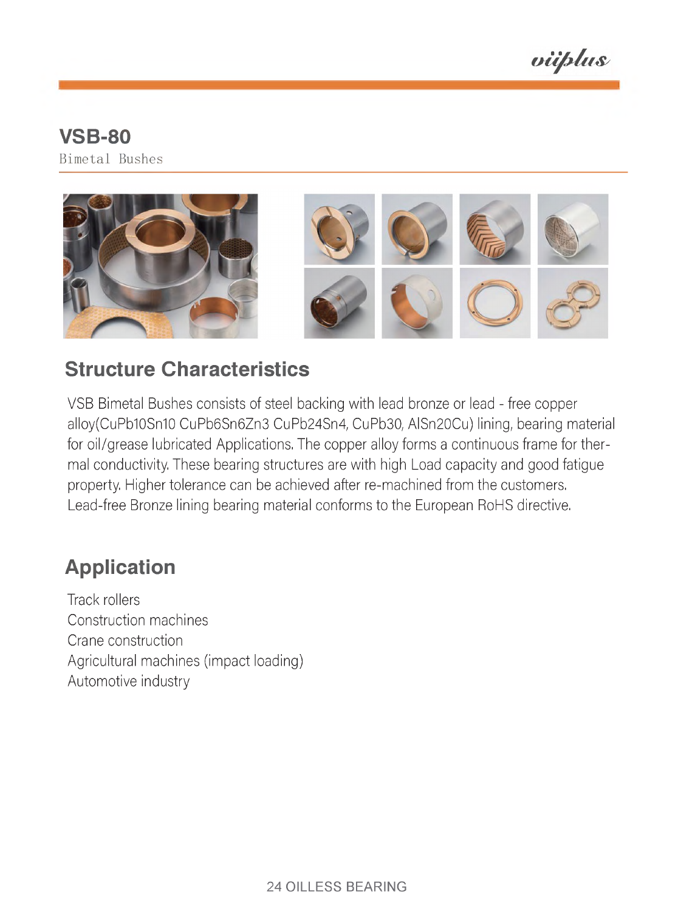# VSB-80

Bimetal Bushes

## Structure Characteristics

VSB Bimetal Bushes consists of steel backing with lead bronze or lead - free copper alloy(CuPb10Sn10 CuPb6Sn6Zn3 CuPb24Sn4, CuPb30, AlSn20Cu) lining, bearing material for oil/grease lubricated Applications. The copper alloy forms a continuous frame for thermal conductivity. These bearing structures are with high Load capacity and good fatigue property. Higher tolerance can be achieved after re-machined from the customers. Lead-free Bronze lining bearing material conforms to the European RoHS directive.

## Application

Track rollers
Construction machines
Crane construction
Agricultural machines (impact loading)
Automotive industry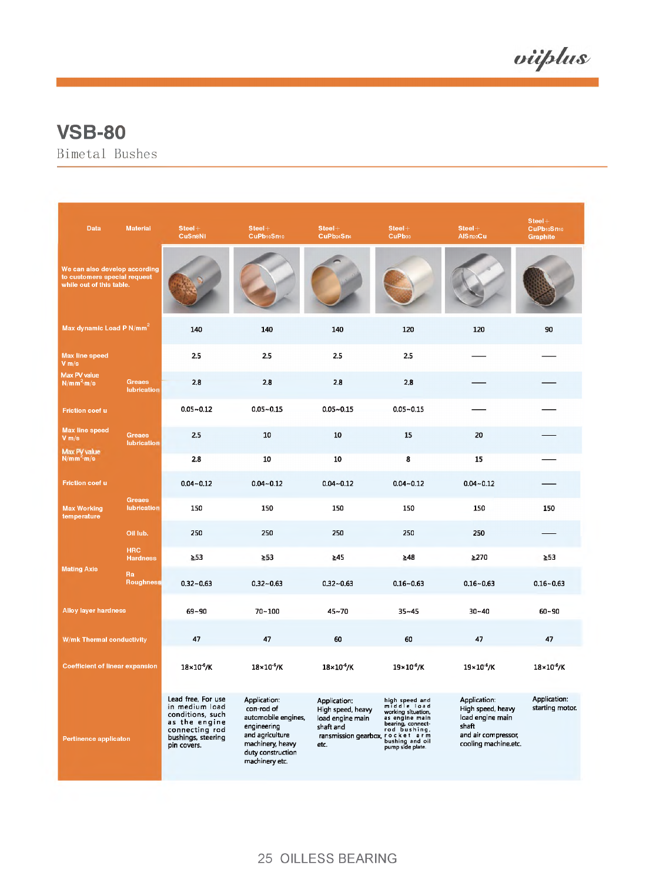# VSB-80

Bimetal Bushes

| Data | Material | Steel + CuSn8Ni | Steel + CuPb10Sn10 | Steel + CuPb24Sn4 | Steel + CuPb30 | Steel + AlSn20Cu | Steel + CuPb10Sn10 Graphite |
|---|---|---|---|---|---|---|---|
| We can also develop according to customers special request while out of this table. | | | | | | | |
| Max dynamic Load P N/mm² | | 140 | 140 | 140 | 120 | 120 | 90 |
| Max line speed V m/s | | 2.5 | 2.5 | 2.5 | 2.5 | —— | —— |
| Max PV value N/mm²·m/s | Greaes lubrication | 2.8 | 2.8 | 2.8 | 2.8 | —— | —— |
| Friction coef u | | 0.05~0.12 | 0.05~0.15 | 0.05~0.15 | 0.05~0.15 | —— | —— |
| Max line speed V m/s | Greaes lubrication | 2.5 | 10 | 10 | 15 | 20 | —— |
| Max PV value N/mm²·m/s | | 2.8 | 10 | 10 | 8 | 15 | —— |
| Friction coef u | | 0.04~0.12 | 0.04~0.12 | 0.04~0.12 | 0.04~0.12 | 0.04~0.12 | —— |
| Max Working temperature | Greaes lubrication | 150 | 150 | 150 | 150 | 150 | 150 |
| | Oil lub. | 250 | 250 | 250 | 250 | 250 | —— |
| Mating Axle | HRC Hardness | ≥53 | ≥53 | ≥45 | ≥48 | ≥270 | ≥53 |
| | Ra Roughness | 0.32~0.63 | 0.32~0.63 | 0.32~0.63 | 0.16~0.63 | 0.16~0.63 | 0.16~0.63 |
| Alloy layer hardness | | 69~90 | 70~100 | 45~70 | 35~45 | 30~40 | 60~90 |
| W/mk Thermal conductivity | | 47 | 47 | 60 | 60 | 47 | 47 |
| Coefficient of linear expansion | | $18\times10^{-6}$/K | $18\times10^{-6}$/K | $18\times10^{-6}$/K | $19\times10^{-6}$/K | $19\times10^{-6}$/K | $18\times10^{-6}$/K |
| Pertinence applicaton | | Lead free, For use in medium load conditions, such as the engine connecting rod bushings, steering pin covers. | Application: con-rod of automobile engines, engineering and agriculture machinery, heavy duty construction machinery etc. | Application: High speed, heavy load engine main shaft and ransmission gearbox, etc. | high speed and middle load working situation, as engine main bearing, connect-rod bushing, rocket arm bushing and oil pump side plate. | Application: High speed, heavy load engine main shaft and air compressor, cooling machine,etc. | Application: starting motor. |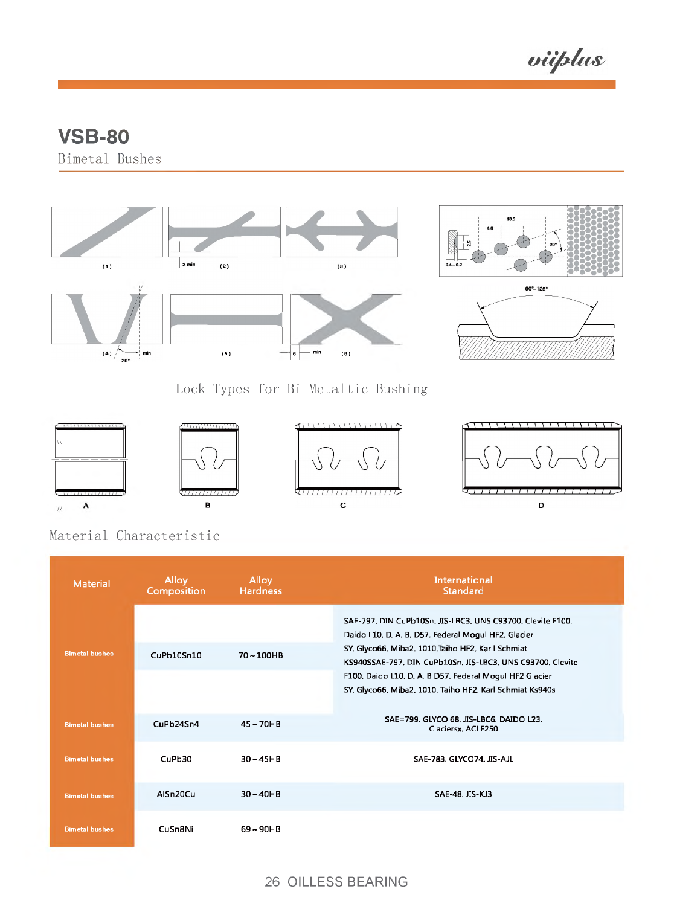# VSB-80

Bimetal Bushes

(1) (2) (3) (4) (5) (6)

Lock Types for Bi-Metaltic Bushing

A B C D

## Material Characteristic

| Material | Alloy Composition | Alloy Hardness | International Standard |
|---|---|---|---|
| Bimetal bushes | CuPb10Sn10 | 70～100HB | SAE-797. DIN CuPb10Sn. JIS-LBC3. UNS C93700. Clevite F100. Daido L10. D. A. B. D57. Federal Mogul HF2. Glacier SY. Glyco66. Miba2. 1010.Taiho HF2. Kar l Schmiat KS940SSAE-797. DIN CuPb10Sn. JIS-LBC3. UNS C93700. Clevite F100. Daido L10. D. A. B D57. Federal Mogul HF2 Glacier SY. Glyco66. Miba2. 1010. Taiho HF2. Karl Schmiat Ks940s |
| Bimetal bushes | CuPb24Sn4 | 45～70HB | SAE=799. GLYCO 68. JIS-LBC6. DAIDO L23. Claciersx. ACLF250 |
| Bimetal bushes | CuPb30 | 30～45HB | SAE-783. GLYCO74. JIS-AJL |
| Bimetal bushes | AlSn20Cu | 30～40HB | SAE-48. JIS-KJ3 |
| Bimetal bushes | CuSn8Ni | 69～90HB | |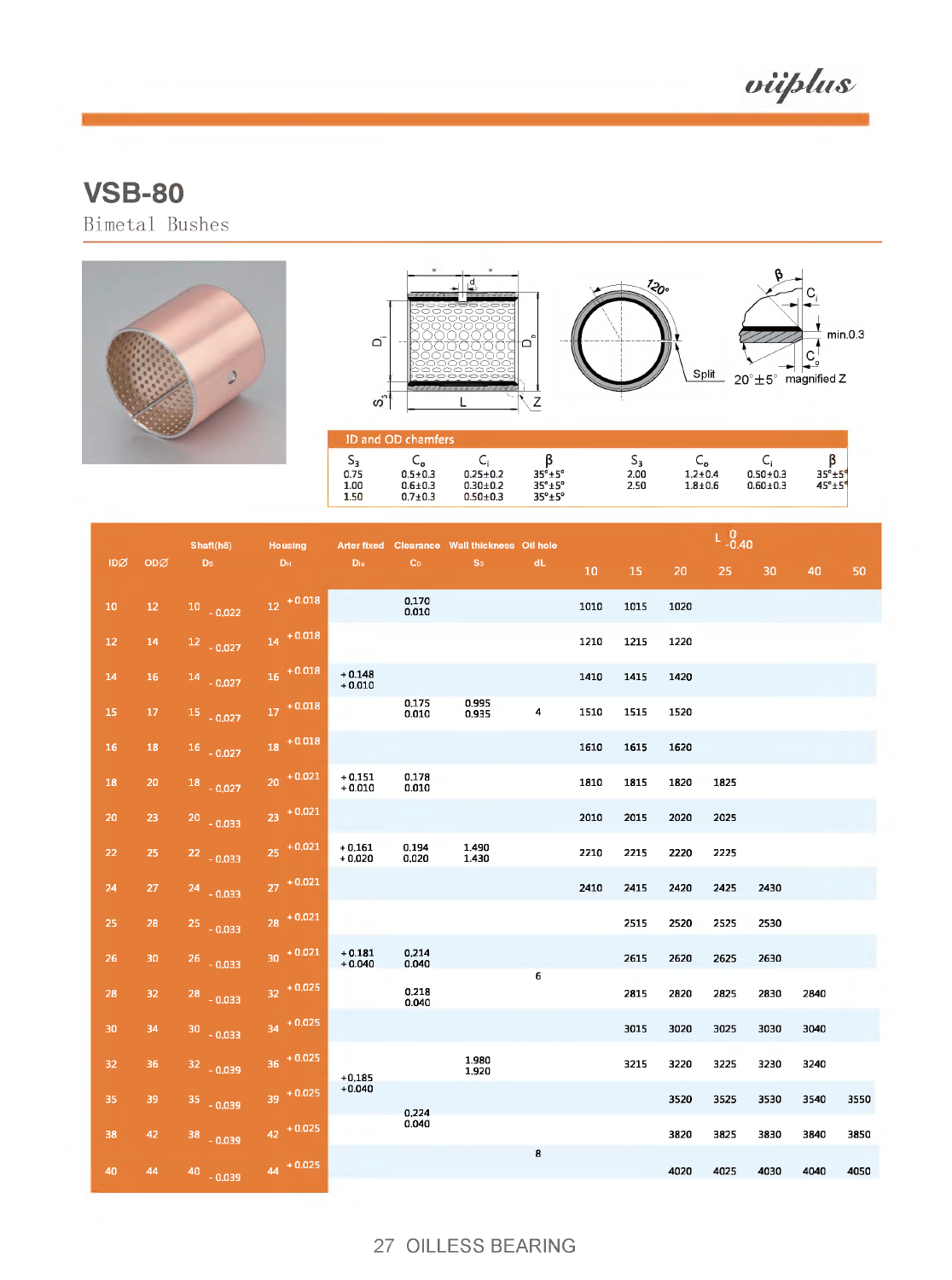# VSB-80

## Bimetal Bushes

**ID and OD chamfers**

| $S_3$ | $C_o$ | $C_i$ | β | $S_3$ | $C_o$ | $C_i$ | β |
|---|---|---|---|---|---|---|---|
| 0.75 | 0.5±0.3 | 0.25±0.2 | 35°±5° | 2.00 | 1.2±0.4 | 0.50±0.3 | 35°±5° |
| 1.00 | 0.6±0.3 | 0.30±0.2 | 35°±5° | 2.50 | 1.8±0.6 | 0.60±0.3 | 45°±5° |
| 1.50 | 0.7±0.3 | 0.50±0.3 | 35°±5° | | | | |

| IDØ | ODØ | Shaft(h8) Ds | Housing DH | Arter fixed Di | Clearance CD | Wall thickness S3 | Oil hole dL | L $^{0}_{-0.40}$ | | | | | | |
|---|---|---|---|---|---|---|---|---|---|---|---|---|---|---|
| | | | | | | | | 10 | 15 | 20 | 25 | 30 | 40 | 50 |
| 10 | 12 | 10 -0.022 | 12 +0.018 | | 0.170 0.010 | | | 1010 | 1015 | 1020 | | | | |
| 12 | 14 | 12 -0.027 | 14 +0.018 | | | | | 1210 | 1215 | 1220 | | | | |
| 14 | 16 | 14 -0.027 | 16 +0.018 | +0.148 +0.010 | | | | 1410 | 1415 | 1420 | | | | |
| 15 | 17 | 15 -0.027 | 17 +0.018 | | 0.175 0.010 | 0.995 0.935 | 4 | 1510 | 1515 | 1520 | | | | |
| 16 | 18 | 16 -0.027 | 18 +0.018 | | | | | 1610 | 1615 | 1620 | | | | |
| 18 | 20 | 18 -0.027 | 20 +0.021 | +0.151 +0.010 | 0.178 0.010 | | | 1810 | 1815 | 1820 | 1825 | | | |
| 20 | 23 | 20 -0.033 | 23 +0.021 | | | | | 2010 | 2015 | 2020 | 2025 | | | |
| 22 | 25 | 22 -0.033 | 25 +0.021 | +0.161 +0.020 | 0.194 0.020 | 1.490 1.430 | | 2210 | 2215 | 2220 | 2225 | | | |
| 24 | 27 | 24 -0.033 | 27 +0.021 | | | | | 2410 | 2415 | 2420 | 2425 | 2430 | | |
| 25 | 28 | 25 -0.033 | 28 +0.021 | | | | | | 2515 | 2520 | 2525 | 2530 | | |
| 26 | 30 | 26 -0.033 | 30 +0.021 | +0.181 +0.040 | 0.214 0.040 | | 6 | | 2615 | 2620 | 2625 | 2630 | | |
| 28 | 32 | 28 -0.033 | 32 +0.025 | | 0.218 0.040 | | | | 2815 | 2820 | 2825 | 2830 | 2840 | |
| 30 | 34 | 30 -0.033 | 34 +0.025 | | | | | | 3015 | 3020 | 3025 | 3030 | 3040 | |
| 32 | 36 | 32 -0.039 | 36 +0.025 | +0.185 +0.040 | | 1.980 1.920 | | | 3215 | 3220 | 3225 | 3230 | 3240 | |
| 35 | 39 | 35 -0.039 | 39 +0.025 | | | | | | | 3520 | 3525 | 3530 | 3540 | 3550 |
| 38 | 42 | 38 -0.039 | 42 +0.025 | | 0.224 0.040 | | | | | 3820 | 3825 | 3830 | 3840 | 3850 |
| 40 | 44 | 40 -0.039 | 44 +0.025 | | | | 8 | | | 4020 | 4025 | 4030 | 4040 | 4050 |

OILLESS BEARING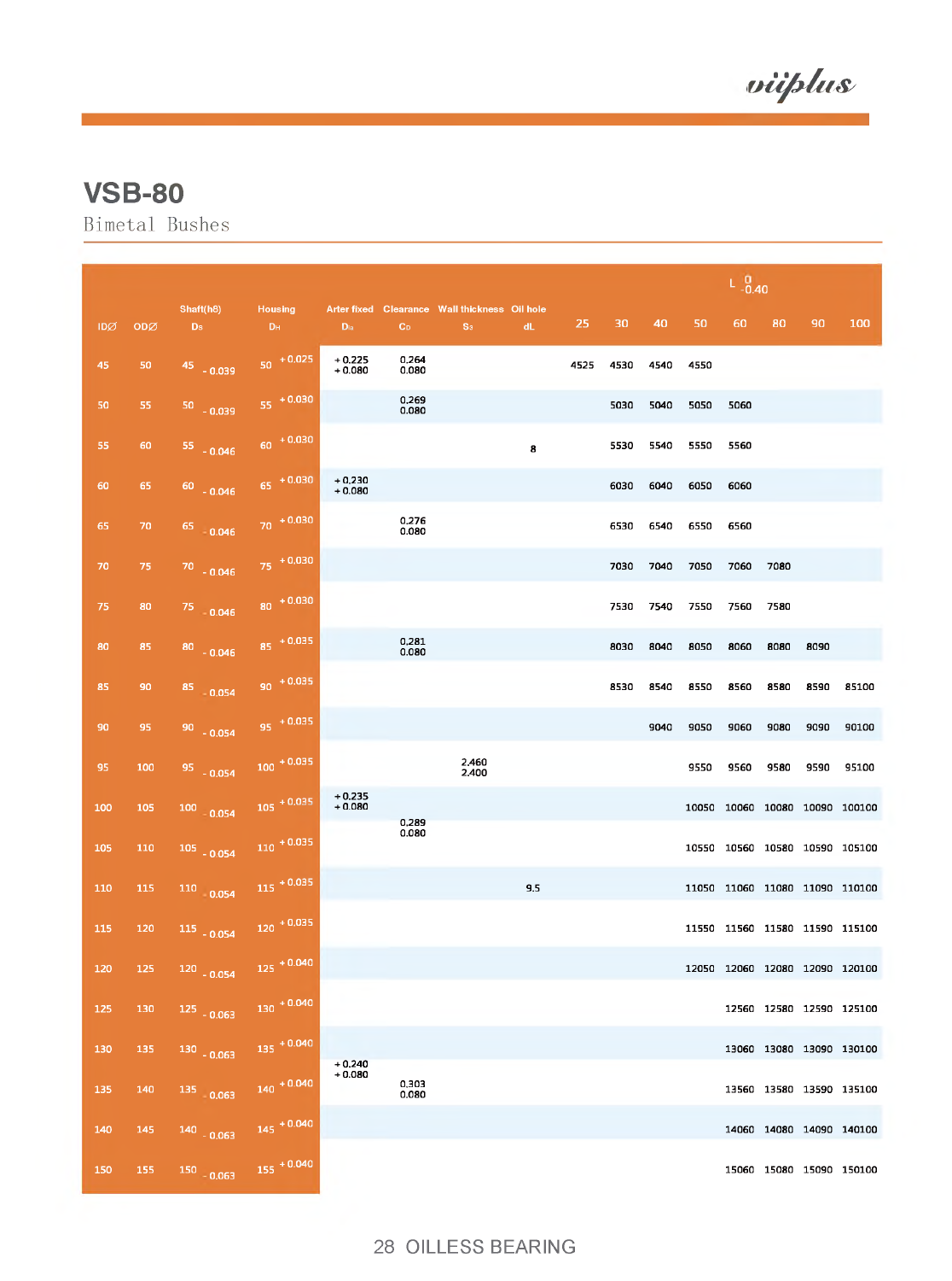# VSB-80

Bimetal Bushes

| IDØ | ODØ | Shaft(h8) $D_B$ | Housing $D_H$ | Arter fixed $D_{is}$ | Clearance $C_D$ | Wall thickness $S_3$ | Oil hole dL | 25 | 30 | 40 | 50 | 60 | 80 | 90 | 100 |
|---|---|---|---|---|---|---|---|---|---|---|---|---|---|---|---|
| | | | | | | | | L $^{0}_{-0.40}$ | | | | | | | |
| 45 | 50 | 45 $_{-0.039}$ | 50 $^{+0.025}$ | +0.225 +0.080 | 0.264 0.080 | | | 4525 | 4530 | 4540 | 4550 | | | | |
| 50 | 55 | 50 $_{-0.039}$ | 55 $^{+0.030}$ | | 0.269 0.080 | | | | 5030 | 5040 | 5050 | 5060 | | | |
| 55 | 60 | 55 $_{-0.046}$ | 60 $^{+0.030}$ | | | | 8 | | 5530 | 5540 | 5550 | 5560 | | | |
| 60 | 65 | 60 $_{-0.046}$ | 65 $^{+0.030}$ | +0.230 +0.080 | | | | | 6030 | 6040 | 6050 | 6060 | | | |
| 65 | 70 | 65 $_{-0.046}$ | 70 $^{+0.030}$ | | 0.276 0.080 | | | | 6530 | 6540 | 6550 | 6560 | | | |
| 70 | 75 | 70 $_{-0.046}$ | 75 $^{+0.030}$ | | | | | | 7030 | 7040 | 7050 | 7060 | 7080 | | |
| 75 | 80 | 75 $_{-0.046}$ | 80 $^{+0.030}$ | | | | | | 7530 | 7540 | 7550 | 7560 | 7580 | | |
| 80 | 85 | 80 $_{-0.046}$ | 85 $^{+0.035}$ | | 0.281 0.080 | | | | 8030 | 8040 | 8050 | 8060 | 8080 | 8090 | |
| 85 | 90 | 85 $_{-0.054}$ | 90 $^{+0.035}$ | | | | | | 8530 | 8540 | 8550 | 8560 | 8580 | 8590 | 85100 |
| 90 | 95 | 90 $_{-0.054}$ | 95 $^{+0.035}$ | | | | | | | 9040 | 9050 | 9060 | 9080 | 9090 | 90100 |
| 95 | 100 | 95 $_{-0.054}$ | 100 $^{+0.035}$ | | | 2.460 2.400 | | | | | 9550 | 9560 | 9580 | 9590 | 95100 |
| 100 | 105 | 100 $_{-0.054}$ | 105 $^{+0.035}$ | +0.235 +0.080 | | | | | | | 10050 | 10060 | 10080 | 10090 | 100100 |
| 105 | 110 | 105 $_{-0.054}$ | 110 $^{+0.035}$ | | 0.289 0.080 | | | | | | 10550 | 10560 | 10580 | 10590 | 105100 |
| 110 | 115 | 110 $_{-0.054}$ | 115 $^{+0.035}$ | | | | 9.5 | | | | 11050 | 11060 | 11080 | 11090 | 110100 |
| 115 | 120 | 115 $_{-0.054}$ | 120 $^{+0.035}$ | | | | | | | | 11550 | 11560 | 11580 | 11590 | 115100 |
| 120 | 125 | 120 $_{-0.054}$ | 125 $^{+0.040}$ | | | | | | | | 12050 | 12060 | 12080 | 12090 | 120100 |
| 125 | 130 | 125 $_{-0.063}$ | 130 $^{+0.040}$ | | | | | | | | | 12560 | 12580 | 12590 | 125100 |
| 130 | 135 | 130 $_{-0.063}$ | 135 $^{+0.040}$ | | | | | | | | | 13060 | 13080 | 13090 | 130100 |
| 135 | 140 | 135 $_{-0.063}$ | 140 $^{+0.040}$ | +0.240 +0.080 | 0.303 0.080 | | | | | | | 13560 | 13580 | 13590 | 135100 |
| 140 | 145 | 140 $_{-0.063}$ | 145 $^{+0.040}$ | | | | | | | | | 14060 | 14080 | 14090 | 140100 |
| 150 | 155 | 150 $_{-0.063}$ | 155 $^{+0.040}$ | | | | | | | | | 15060 | 15080 | 15090 | 150100 |

28 OILLESS BEARING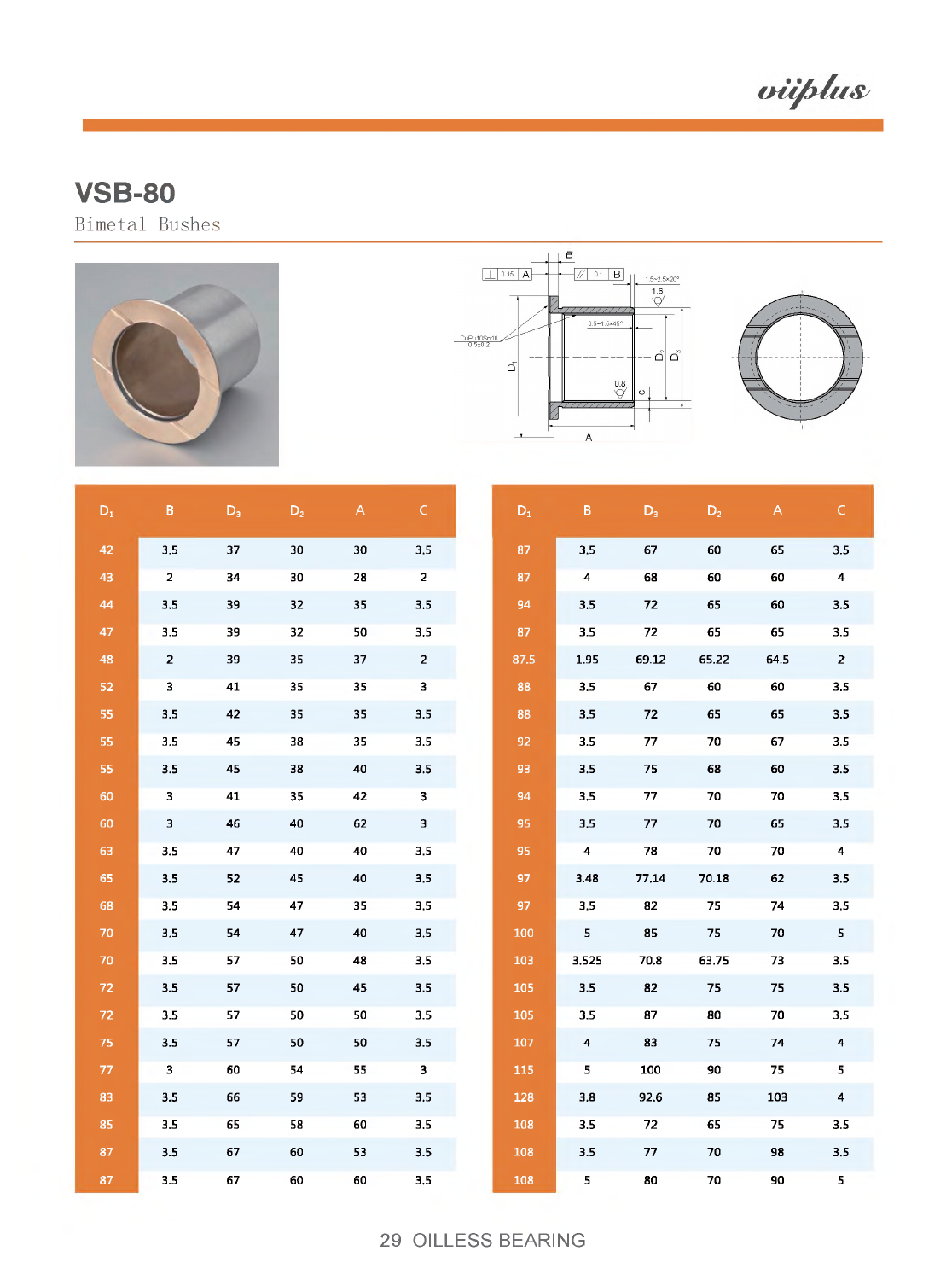## VSB-80

Bimetal Bushes

| $D_1$ | B | $D_3$ | $D_2$ | A | C |
|---|---|---|---|---|---|
| 42 | 3.5 | 37 | 30 | 30 | 3.5 |
| 43 | 2 | 34 | 30 | 28 | 2 |
| 44 | 3.5 | 39 | 32 | 35 | 3.5 |
| 47 | 3.5 | 39 | 32 | 50 | 3.5 |
| 48 | 2 | 39 | 35 | 37 | 2 |
| 52 | 3 | 41 | 35 | 35 | 3 |
| 55 | 3.5 | 42 | 35 | 35 | 3.5 |
| 55 | 3.5 | 45 | 38 | 35 | 3.5 |
| 55 | 3.5 | 45 | 38 | 40 | 3.5 |
| 60 | 3 | 41 | 35 | 42 | 3 |
| 60 | 3 | 46 | 40 | 62 | 3 |
| 63 | 3.5 | 47 | 40 | 40 | 3.5 |
| 65 | 3.5 | 52 | 45 | 40 | 3.5 |
| 68 | 3.5 | 54 | 47 | 35 | 3.5 |
| 70 | 3.5 | 54 | 47 | 40 | 3.5 |
| 70 | 3.5 | 57 | 50 | 48 | 3.5 |
| 72 | 3.5 | 57 | 50 | 45 | 3.5 |
| 72 | 3.5 | 57 | 50 | 50 | 3.5 |
| 75 | 3.5 | 57 | 50 | 50 | 3.5 |
| 77 | 3 | 60 | 54 | 55 | 3 |
| 83 | 3.5 | 66 | 59 | 53 | 3.5 |
| 85 | 3.5 | 65 | 58 | 60 | 3.5 |
| 87 | 3.5 | 67 | 60 | 53 | 3.5 |
| 87 | 3.5 | 67 | 60 | 60 | 3.5 |
| 87 | 3.5 | 67 | 60 | 65 | 3.5 |
| 87 | 4 | 68 | 60 | 60 | 4 |
| 94 | 3.5 | 72 | 65 | 60 | 3.5 |
| 87 | 3.5 | 72 | 65 | 65 | 3.5 |
| 87.5 | 1.95 | 69.12 | 65.22 | 64.5 | 2 |
| 88 | 3.5 | 67 | 60 | 60 | 3.5 |
| 88 | 3.5 | 72 | 65 | 65 | 3.5 |
| 92 | 3.5 | 77 | 70 | 67 | 3.5 |
| 93 | 3.5 | 75 | 68 | 60 | 3.5 |
| 94 | 3.5 | 77 | 70 | 70 | 3.5 |
| 95 | 3.5 | 77 | 70 | 65 | 3.5 |
| 95 | 4 | 78 | 70 | 70 | 4 |
| 97 | 3.48 | 77.14 | 70.18 | 62 | 3.5 |
| 97 | 3.5 | 82 | 75 | 74 | 3.5 |
| 100 | 5 | 85 | 75 | 70 | 5 |
| 103 | 3.525 | 70.8 | 63.75 | 73 | 3.5 |
| 105 | 3.5 | 82 | 75 | 75 | 3.5 |
| 105 | 3.5 | 87 | 80 | 70 | 3.5 |
| 107 | 4 | 83 | 75 | 74 | 4 |
| 115 | 5 | 100 | 90 | 75 | 5 |
| 128 | 3.8 | 92.6 | 85 | 103 | 4 |
| 108 | 3.5 | 72 | 65 | 75 | 3.5 |
| 108 | 3.5 | 77 | 70 | 98 | 3.5 |
| 108 | 5 | 80 | 70 | 90 | 5 |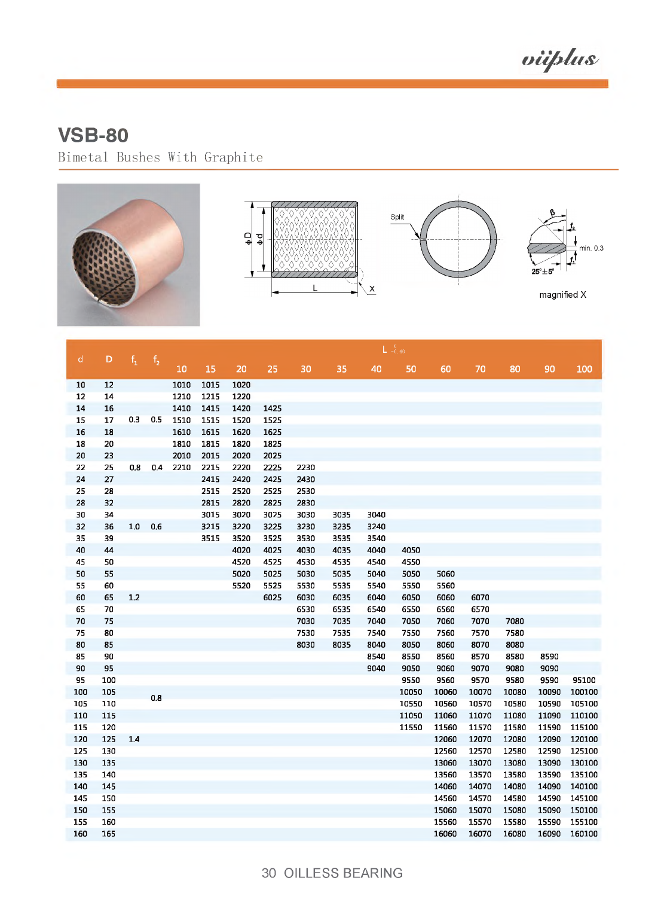# VSB-80

Bimetal Bushes With Graphite

Split

magnified X

min. 0.3

25°±5°

| d | D | $f_1$ | $f_2$ | L $^{0}_{-0.40}$ 10 | 15 | 20 | 25 | 30 | 35 | 40 | 50 | 60 | 70 | 80 | 90 | 100 |
|---|---|---|---|---|---|---|---|---|---|---|---|---|---|---|---|---|
| 10 | 12 | | | 1010 | 1015 | 1020 | | | | | | | | | | |
| 12 | 14 | | | 1210 | 1215 | 1220 | | | | | | | | | | |
| 14 | 16 | | | 1410 | 1415 | 1420 | 1425 | | | | | | | | | |
| 15 | 17 | 0.3 | 0.5 | 1510 | 1515 | 1520 | 1525 | | | | | | | | | |
| 16 | 18 | | | 1610 | 1615 | 1620 | 1625 | | | | | | | | | |
| 18 | 20 | | | 1810 | 1815 | 1820 | 1825 | | | | | | | | | |
| 20 | 23 | | | 2010 | 2015 | 2020 | 2025 | | | | | | | | | |
| 22 | 25 | 0.8 | 0.4 | 2210 | 2215 | 2220 | 2225 | 2230 | | | | | | | | |
| 24 | 27 | | | | 2415 | 2420 | 2425 | 2430 | | | | | | | | |
| 25 | 28 | | | | 2515 | 2520 | 2525 | 2530 | | | | | | | | |
| 28 | 32 | | | | 2815 | 2820 | 2825 | 2830 | | | | | | | | |
| 30 | 34 | | | | 3015 | 3020 | 3025 | 3030 | 3035 | 3040 | | | | | | |
| 32 | 36 | 1.0 | 0.6 | | 3215 | 3220 | 3225 | 3230 | 3235 | 3240 | | | | | | |
| 35 | 39 | | | | 3515 | 3520 | 3525 | 3530 | 3535 | 3540 | | | | | | |
| 40 | 44 | | | | | 4020 | 4025 | 4030 | 4035 | 4040 | 4050 | | | | | |
| 45 | 50 | | | | | 4520 | 4525 | 4530 | 4535 | 4540 | 4550 | | | | | |
| 50 | 55 | | | | | 5020 | 5025 | 5030 | 5035 | 5040 | 5050 | 5060 | | | | |
| 55 | 60 | | | | | 5520 | 5525 | 5530 | 5535 | 5540 | 5550 | 5560 | | | | |
| 60 | 65 | 1.2 | | | | | 6025 | 6030 | 6035 | 6040 | 6050 | 6060 | 6070 | | | |
| 65 | 70 | | | | | | | 6530 | 6535 | 6540 | 6550 | 6560 | 6570 | | | |
| 70 | 75 | | | | | | | 7030 | 7035 | 7040 | 7050 | 7060 | 7070 | 7080 | | |
| 75 | 80 | | | | | | | 7530 | 7535 | 7540 | 7550 | 7560 | 7570 | 7580 | | |
| 80 | 85 | | | | | | | 8030 | 8035 | 8040 | 8050 | 8060 | 8070 | 8080 | | |
| 85 | 90 | | | | | | | | | 8540 | 8550 | 8560 | 8570 | 8580 | 8590 | |
| 90 | 95 | | | | | | | | | 9040 | 9050 | 9060 | 9070 | 9080 | 9090 | |
| 95 | 100 | | | | | | | | | | 9550 | 9560 | 9570 | 9580 | 9590 | 95100 |
| 100 | 105 | | 0.8 | | | | | | | | 10050 | 10060 | 10070 | 10080 | 10090 | 100100 |
| 105 | 110 | | | | | | | | | | 10550 | 10560 | 10570 | 10580 | 10590 | 105100 |
| 110 | 115 | | | | | | | | | | 11050 | 11060 | 11070 | 11080 | 11090 | 110100 |
| 115 | 120 | | | | | | | | | | 11550 | 11560 | 11570 | 11580 | 11590 | 115100 |
| 120 | 125 | 1.4 | | | | | | | | | | 12060 | 12070 | 12080 | 12090 | 120100 |
| 125 | 130 | | | | | | | | | | | 12560 | 12570 | 12580 | 12590 | 125100 |
| 130 | 135 | | | | | | | | | | | 13060 | 13070 | 13080 | 13090 | 130100 |
| 135 | 140 | | | | | | | | | | | 13560 | 13570 | 13580 | 13590 | 135100 |
| 140 | 145 | | | | | | | | | | | 14060 | 14070 | 14080 | 14090 | 140100 |
| 145 | 150 | | | | | | | | | | | 14560 | 14570 | 14580 | 14590 | 145100 |
| 150 | 155 | | | | | | | | | | | 15060 | 15070 | 15080 | 15090 | 150100 |
| 155 | 160 | | | | | | | | | | | 15560 | 15570 | 15580 | 15590 | 155100 |
| 160 | 165 | | | | | | | | | | | 16060 | 16070 | 16080 | 16090 | 160100 |